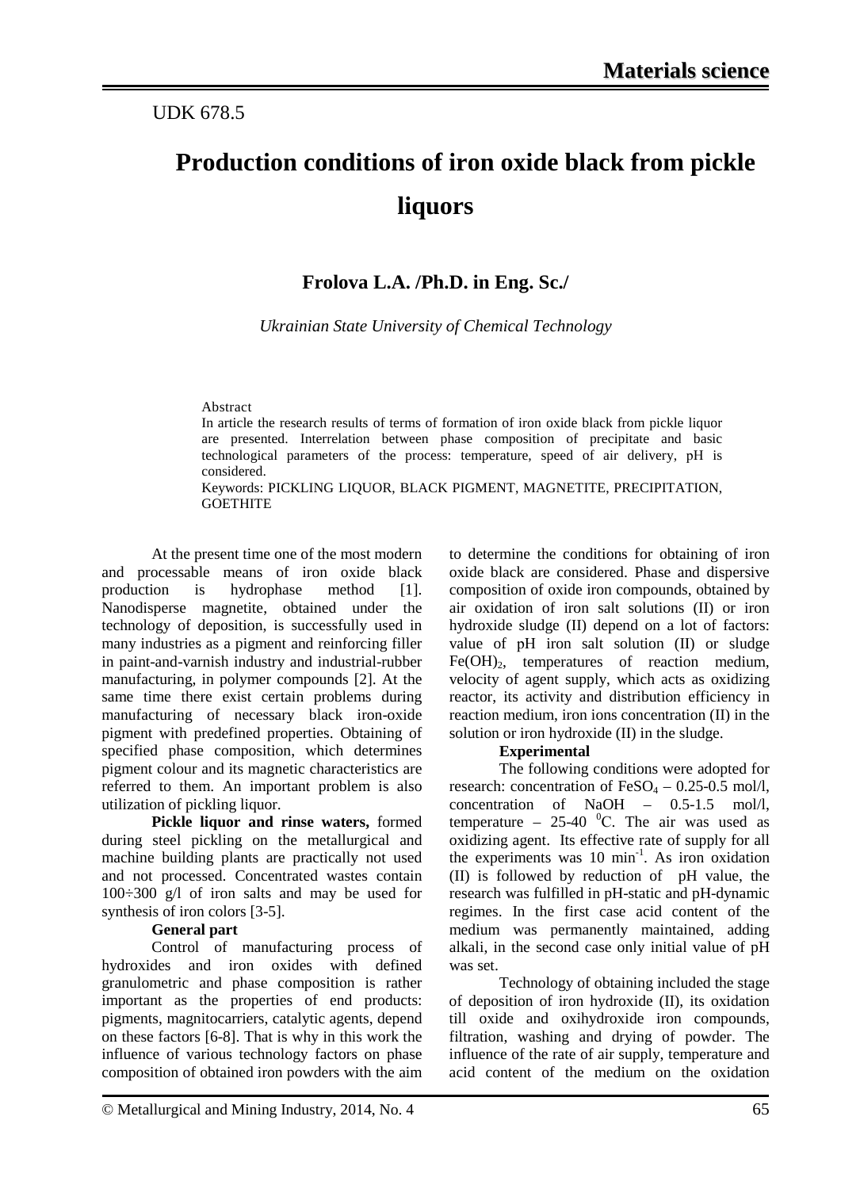UDK 678.5

# Production conditions of iron oxide black from pickle liquors

**Frolova L.A. /Ph.D. in Eng. Sc./**

*Ukrainian State University of Chemical Technology*

Abstract

In article the research results of terms of formation of iron oxide black from pickle liquor are presented. Interrelation between phase composition of precipitate and basic technological parameters of the process: temperature, speed of air delivery, pH is considered.

Keywords: PICKLING LIQUOR, BLACK PIGMENT, MAGNETITE, PRECIPITATION, GOETHITE

At the present time one of the most modern and processable means of iron oxide black production is hydrophase method [1]. Nanodisperse magnetite, obtained under the technology of deposition, is successfully used in many industries as a pigment and reinforcing filler in paint-and-varnish industry and industrial-rubber manufacturing, in polymer compounds [2]. At the same time there exist certain problems during manufacturing of necessary black iron-oxide pigment with predefined properties. Obtaining of specified phase composition, which determines pigment colour and its magnetic characteristics are referred to them. An important problem is also utilization of pickling liquor.

**Pickle liquor and rinse waters,** formed during steel pickling on the metallurgical and machine building plants are practically not used and not processed. Concentrated wastes contain 100÷300 g/l of iron salts and may be used for synthesis of iron colors [3-5].

**General part**

Control of manufacturing process of hydroxides and iron oxides with defined granulometric and phase composition is rather important as the properties of end products: pigments, magnitocarriers, catalytic agents, depend on these factors [6-8]. That is why in this work the influence of various technology factors on phase composition of obtained iron powders with the aim to determine the conditions for obtaining of iron oxide black are considered. Phase and dispersive composition of oxide iron compounds, obtained by air oxidation of iron salt solutions (II) or iron hydroxide sludge (II) depend on a lot of factors: value of pH iron salt solution (II) or sludge $Fe(OH)_2$, temperatures of reaction medium, velocity of agent supply, which acts as oxidizing reactor, its activity and distribution efficiency in reaction medium, iron ions concentration (II) in the solution or iron hydroxide (II) in the sludge.

**Experimental**

The following conditions were adopted for research: concentration of $FeSO_4$ – 0.25-0.5 mol/l, concentration of NaOH – 0.5-1.5 mol/l, temperature – 25-40 $^0$C. The air was used as oxidizing agent. Its effective rate of supply for all the experiments was 10 min$^{-1}$. As iron oxidation (II) is followed by reduction of pH value, the research was fulfilled in pH-static and pH-dynamic regimes. In the first case acid content of the medium was permanently maintained, adding alkali, in the second case only initial value of pH was set.

Technology of obtaining included the stage of deposition of iron hydroxide (II), its oxidation till oxide and oxihydroxide iron compounds, filtration, washing and drying of powder. The influence of the rate of air supply, temperature and acid content of the medium on the oxidation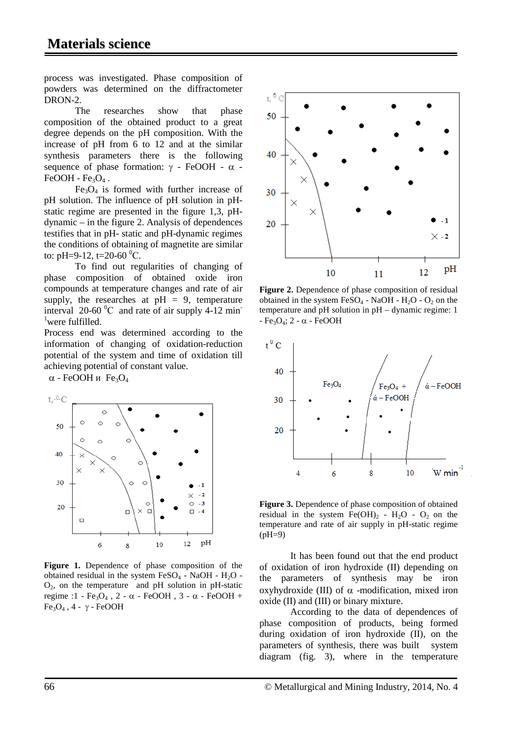process was investigated. Phase composition of powders was determined on the diffractometer DRON-2.

The researches show that phase composition of the obtained product to a great degree depends on the pH composition. With the increase of pH from 6 to 12 and at the similar synthesis parameters there is the following sequence of phase formation: γ - FeOOH - α - FeOOH - $Fe_3O_4$ .

$Fe_3O_4$ is formed with further increase of pH solution. The influence of pH solution in pH-static regime are presented in the figure 1,3, pH-dynamic – in the figure 2. Analysis of dependences testifies that in pH- static and pH-dynamic regimes the conditions of obtaining of magnetite are similar to: pH=9-12, t=20-60 $^0$C.

To find out regularities of changing of phase composition of obtained oxide iron compounds at temperature changes and rate of air supply, the researches at pH = 9, temperature interval 20-60 $^0$C and rate of air supply 4-12 $min^{-1}$ were fulfilled.

Process end was determined according to the information of changing of oxidation-reduction potential of the system and time of oxidation till achieving potential of constant value.

α - FeOOH и $Fe_3O_4$

**Figure 1.** Dependence of phase composition of the obtained residual in the system $FeSO_4$ - NaOH - $H_2O$ - $O_2$, on the temperature and pH solution in pH-static regime :1 - $Fe_3O_4$ , 2 - α - FeOOH , 3 - α - FeOOH + $Fe_3O_4$ , 4 - γ - FeOOH

**Figure 2.** Dependence of phase composition of residual obtained in the system $FeSO_4$ - NaOH - $H_2O$ - $O_2$ on the temperature and pH solution in pH – dynamic regime: 1 - $Fe_3O_4$; 2 - α - FeOOH

**Figure 3.** Dependence of phase composition of obtained residual in the system $Fe(OH)_2$ - $H_2O$ - $O_2$ on the temperature and rate of air supply in pH-static regime (pH=9)

It has been found out that the end product of oxidation of iron hydroxide (II) depending on the parameters of synthesis may be iron oxyhydroxide (III) of α -modification, mixed iron oxide (II) and (III) or binary mixture.

According to the data of dependences of phase composition of products, being formed during oxidation of iron hydroxide (II), on the parameters of synthesis, there was built system diagram (fig. 3), where in the temperature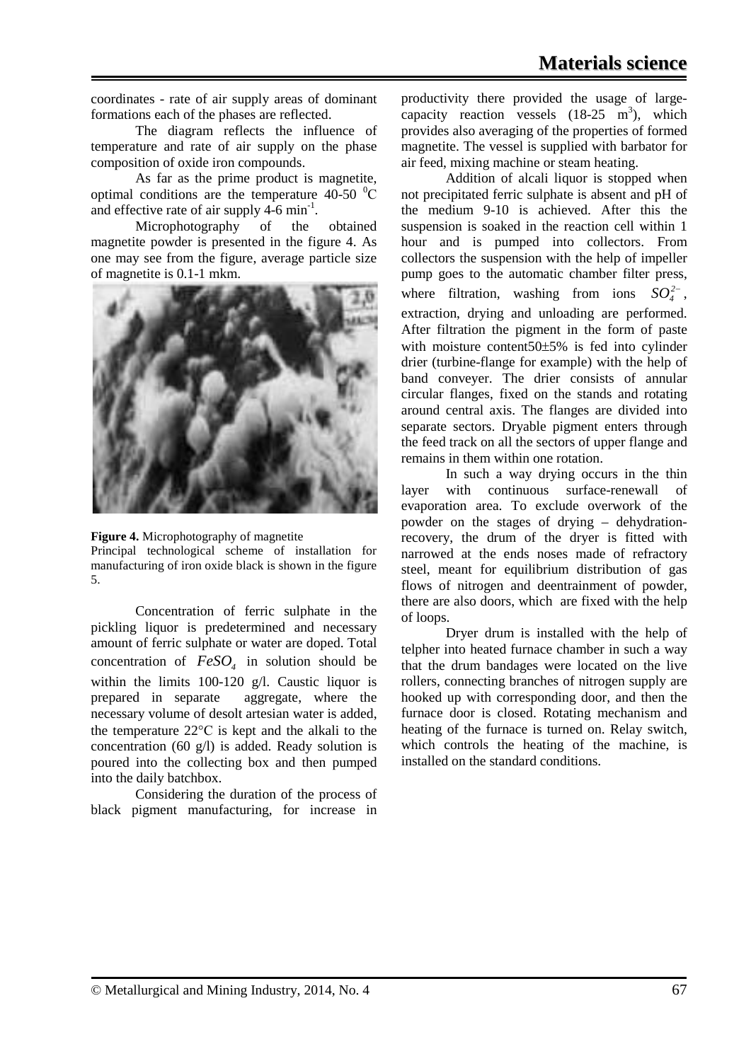coordinates - rate of air supply areas of dominant formations each of the phases are reflected.

The diagram reflects the influence of temperature and rate of air supply on the phase composition of oxide iron compounds.

As far as the prime product is magnetite, optimal conditions are the temperature 40-50 $^0$C and effective rate of air supply 4-6 min$^{-1}$.

Microphotography of the obtained magnetite powder is presented in the figure 4. As one may see from the figure, average particle size of magnetite is 0.1-1 mkm.

**Figure 4.** Microphotography of magnetite

Principal technological scheme of installation for manufacturing of iron oxide black is shown in the figure 5.

Concentration of ferric sulphate in the pickling liquor is predetermined and necessary amount of ferric sulphate or water are doped. Total concentration of $FeSO_4$ in solution should be within the limits 100-120 g/l. Caustic liquor is prepared in separate aggregate, where the necessary volume of desolt artesian water is added, the temperature 22°C is kept and the alkali to the concentration (60 g/l) is added. Ready solution is poured into the collecting box and then pumped into the daily batchbox.

Considering the duration of the process of black pigment manufacturing, for increase in productivity there provided the usage of large-capacity reaction vessels (18-25 m$^3$), which provides also averaging of the properties of formed magnetite. The vessel is supplied with barbator for air feed, mixing machine or steam heating.

Addition of alcali liquor is stopped when not precipitated ferric sulphate is absent and pH of the medium 9-10 is achieved. After this the suspension is soaked in the reaction cell within 1 hour and is pumped into collectors. From collectors the suspension with the help of impeller pump goes to the automatic chamber filter press, where filtration, washing from ions $SO_4^{2-}$, extraction, drying and unloading are performed. After filtration the pigment in the form of paste with moisture content50±5% is fed into cylinder drier (turbine-flange for example) with the help of band conveyer. The drier consists of annular circular flanges, fixed on the stands and rotating around central axis. The flanges are divided into separate sectors. Dryable pigment enters through the feed track on all the sectors of upper flange and remains in them within one rotation.

In such a way drying occurs in the thin layer with continuous surface-renewall of evaporation area. To exclude overwork of the powder on the stages of drying – dehydration-recovery, the drum of the dryer is fitted with narrowed at the ends noses made of refractory steel, meant for equilibrium distribution of gas flows of nitrogen and deentrainment of powder, there are also doors, which are fixed with the help of loops.

Dryer drum is installed with the help of telpher into heated furnace chamber in such a way that the drum bandages were located on the live rollers, connecting branches of nitrogen supply are hooked up with corresponding door, and then the furnace door is closed. Rotating mechanism and heating of the furnace is turned on. Relay switch, which controls the heating of the machine, is installed on the standard conditions.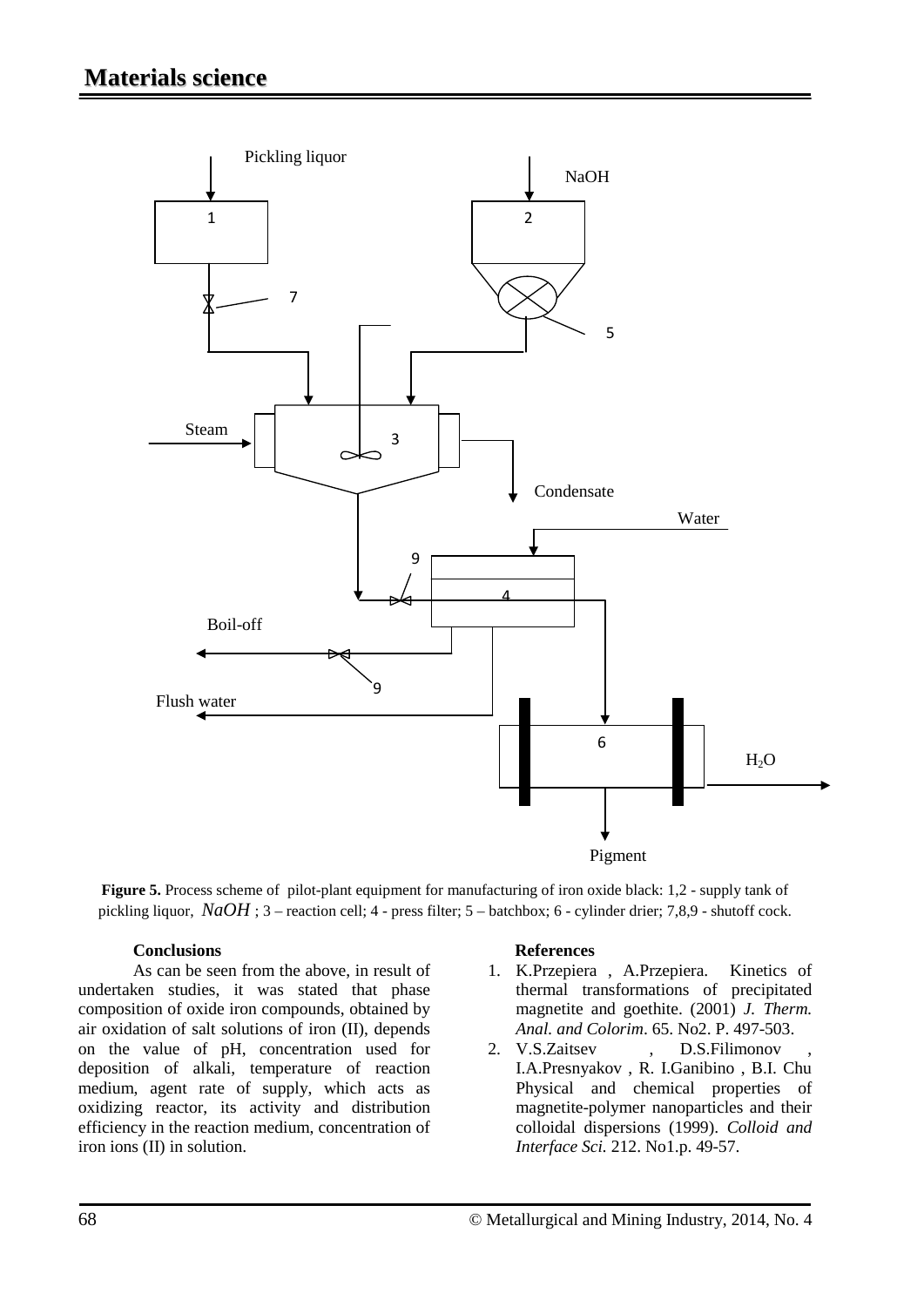**Figure 5.** Process scheme of pilot-plant equipment for manufacturing of iron oxide black: 1,2 - supply tank of pickling liquor, *NaOH* ; 3 – reaction cell; 4 - press filter; 5 – batchbox; 6 - cylinder drier; 7,8,9 - shutoff cock.

## Conclusions

As can be seen from the above, in result of undertaken studies, it was stated that phase composition of oxide iron compounds, obtained by air oxidation of salt solutions of iron (II), depends on the value of pH, concentration used for deposition of alkali, temperature of reaction medium, agent rate of supply, which acts as oxidizing reactor, its activity and distribution efficiency in the reaction medium, concentration of iron ions (II) in solution.

## References

1. K.Przepiera , A.Przepiera. Kinetics of thermal transformations of precipitated magnetite and goethite. (2001) *J. Therm. Anal. and Colorim*. 65. No2. P. 497-503.
2. V.S.Zaitsev , D.S.Filimonov , I.A.Presnyakov , R. I.Ganibino , B.I. Chu Physical and chemical properties of magnetite-polymer nanoparticles and their colloidal dispersions (1999). *Colloid and Interface Sci.* 212. No1.p. 49-57.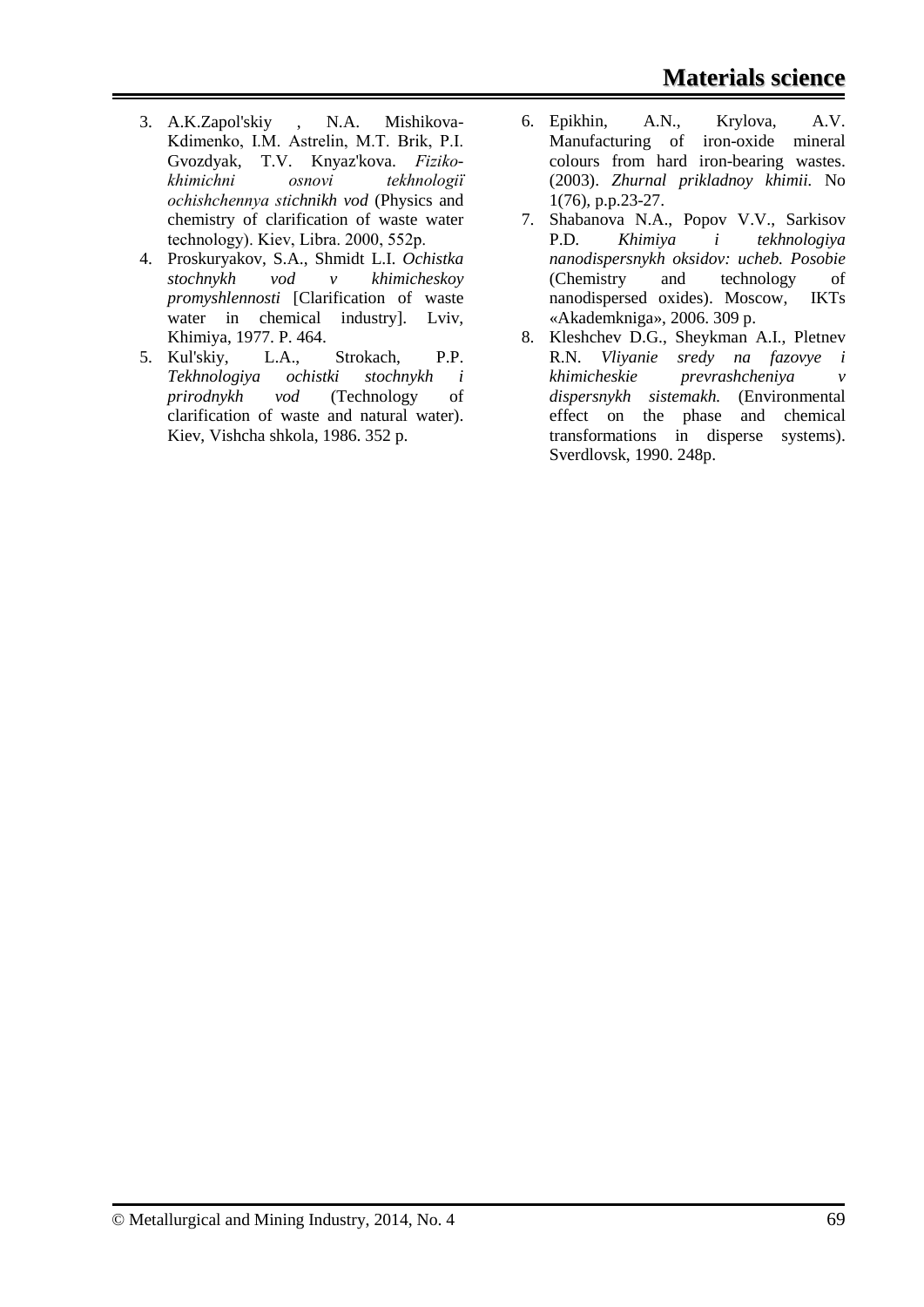3. A.K.Zapol'skiy , N.A. Mishikova-Kdimenko, I.M. Astrelin, M.T. Brik, P.I. Gvozdyak, T.V. Knyaz'kova. *Fiziko-khimichni osnovi tekhnologiї ochishchennya stichnikh vod* (Physics and chemistry of clarification of waste water technology). Kiev, Libra. 2000, 552p.
4. Proskuryakov, S.A., Shmidt L.I. *Ochistka stochnykh vod v khimicheskoy promyshlennosti* [Clarification of waste water in chemical industry]. Lviv, Khimiya, 1977. P. 464.
5. Kul'skiy, L.A., Strokach, P.P. *Tekhnologiya ochistki stochnykh i prirodnykh vod* (Technology of clarification of waste and natural water). Kiev, Vishcha shkola, 1986. 352 p.
6. Epikhin, A.N., Krylova, A.V. Manufacturing of iron-oxide mineral colours from hard iron-bearing wastes. (2003). *Zhurnal prikladnoy khimii.* No 1(76), p.p.23-27.
7. Shabanova N.A., Popov V.V., Sarkisov P.D. *Khimiya i tekhnologiya nanodispersnykh oksidov: ucheb. Posobie* (Chemistry and technology of nanodispersed oxides). Moscow, IKTs «Akademkniga», 2006. 309 p.
8. Kleshchev D.G., Sheykman A.I., Pletnev R.N. *Vliyanie sredy na fazovye i khimicheskie prevrashcheniya v dispersnykh sistemakh.* (Environmental effect on the phase and chemical transformations in disperse systems). Sverdlovsk, 1990. 248p.